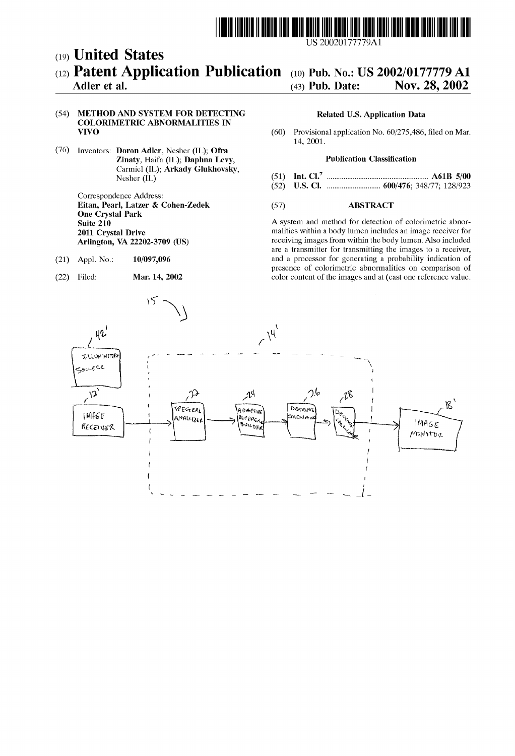US 20020177779A1

(19) **United States**

(12) **Patent Application Publication** (10) **Pub. No.: US 2002/0177779 A1**

**Adler et al.** (43) **Pub. Date: Nov. 28, 2002**

(54) **METHOD AND SYSTEM FOR DETECTING COLORIMETRIC ABNORMALITIES IN VIVO**

(76) Inventors: **Doron Adler**, Nesher (IL); **Ofra Zinaty**, Haifa (IL); **Daphna Levy**, Carmiel (IL); **Arkady Glukhovsky**, Nesher (IL)

Correspondence Address:
**Eitan, Pearl, Latzer & Cohen-Zedek**
**One Crystal Park**
**Suite 210**
**2011 Crystal Drive**
**Arlington, VA 22202-3709 (US)**

(21) Appl. No.: **10/097,096**

(22) Filed: **Mar. 14, 2002**

**Related U.S. Application Data**

(60) Provisional application No. 60/275,486, filed on Mar. 14, 2001.

**Publication Classification**

(51) **Int. Cl.**[7] .......................................................... **A61B 5/00**

(52) **U.S. Cl.** ............................ **600/476**; 348/77; 128/923

(57) **ABSTRACT**

A system and method for detection of colorimetric abnormalities within a body lumen includes an image receiver for receiving images from within the body lumen. Also included are a transmitter for transmitting the images to a receiver, and a processor for generating a probability indication of presence of colorimetric abnormalities on comparison of color content of the images and at (east one reference value.

15

42' ILLUMINATION SOURCE

12' IMAGE RECEIVER

14'

22 SPECTRAL ANALYZER

24 ADAPTIVE REFERENCE BUILDER

26 DISTANCE CALCULATOR

28 DECISION CALCULATOR

18' IMAGE MONITOR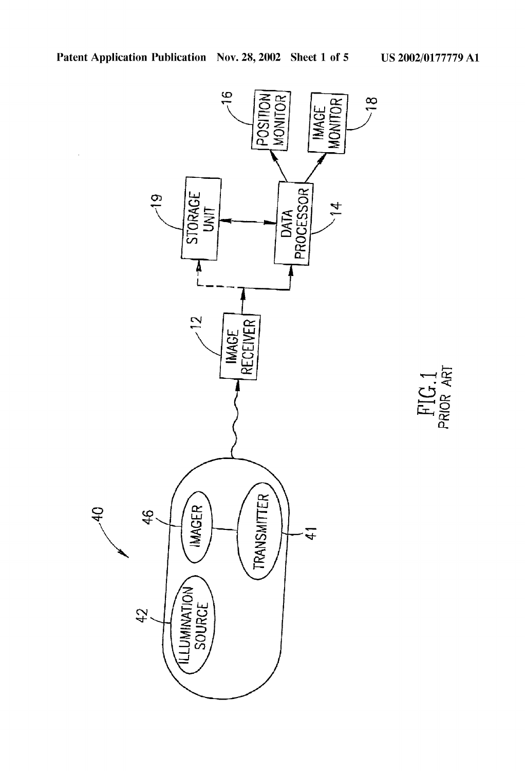FIG. 1
PRIOR ART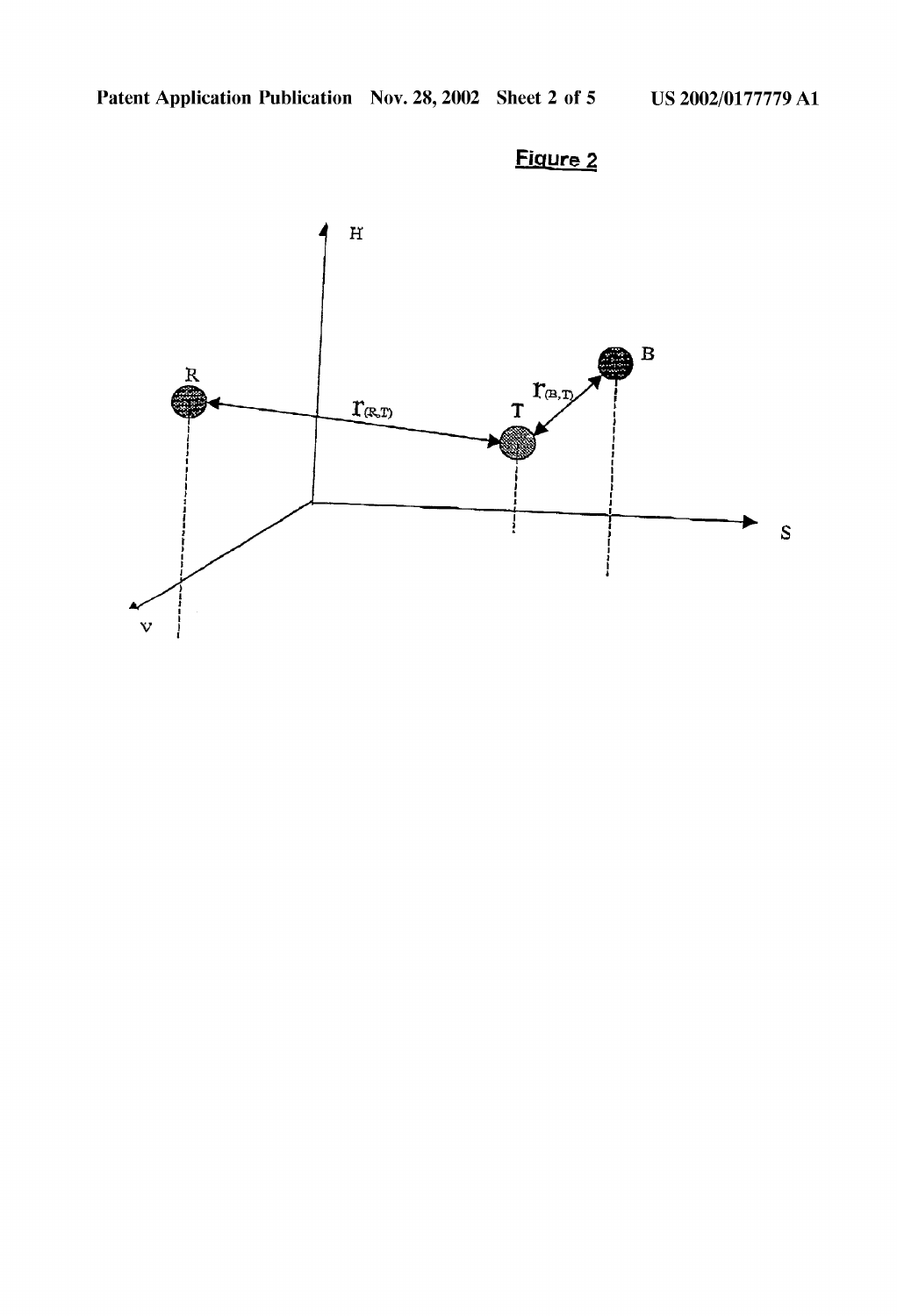**Figure 2**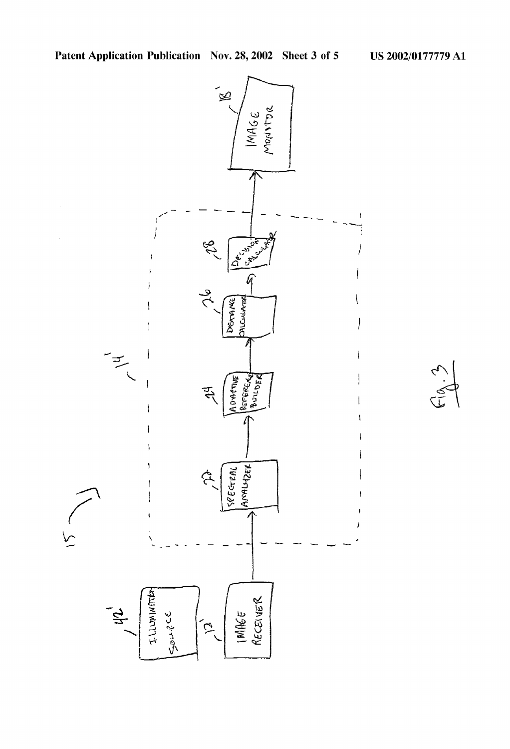15

14'

42' ILLUMINATION SOURCE

12' IMAGE RECEIVER

22 SPECTRAL ANALYZER

24 ADAPTIVE REFERENCE BUILDER

26 DISTANCE CALCULATOR

28 DECISION CALCULATOR

18' IMAGE MONITOR

Fig. 3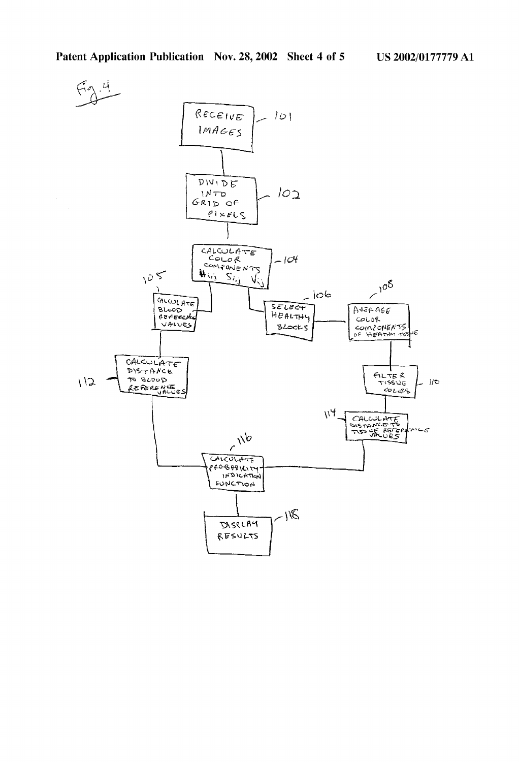Fig. 4

RECEIVE IMAGES — 101

DIVIDE INTO GRID OF PIXELS — 102

CALCULATE COLOR COMPONENTS $H_{ij}$ $S_{ij}$ $V_{ij}$ — 104

CALCULATE BLOOD REFERENCE VALUES — 105

SELECT HEALTHY BLOCKS — 106

AVERAGE COLOR COMPONENTS OF HEALTHY TISSUE — 108

FILTER TISSUE COLORS — 110

CALCULATE DISTANCE TO BLOOD REFERENCE VALUES — 112

CALCULATE DISTANCE TO TISSUE REFERENCE VALUES — 114

CALCULATE PROBABILITY INDICATION FUNCTION — 116

DISPLAY RESULTS — 118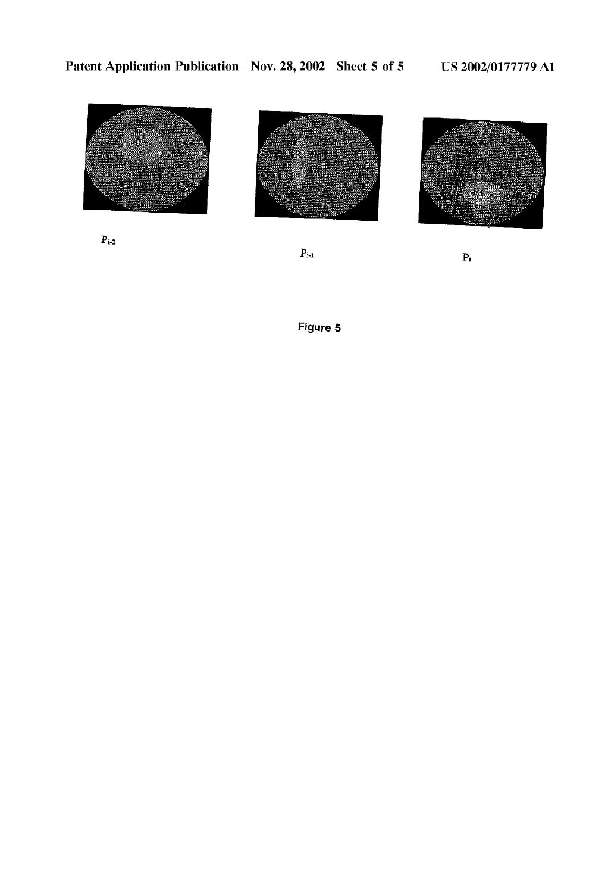$P_{i-2}$

$P_{i-1}$

$P_i$

Figure 5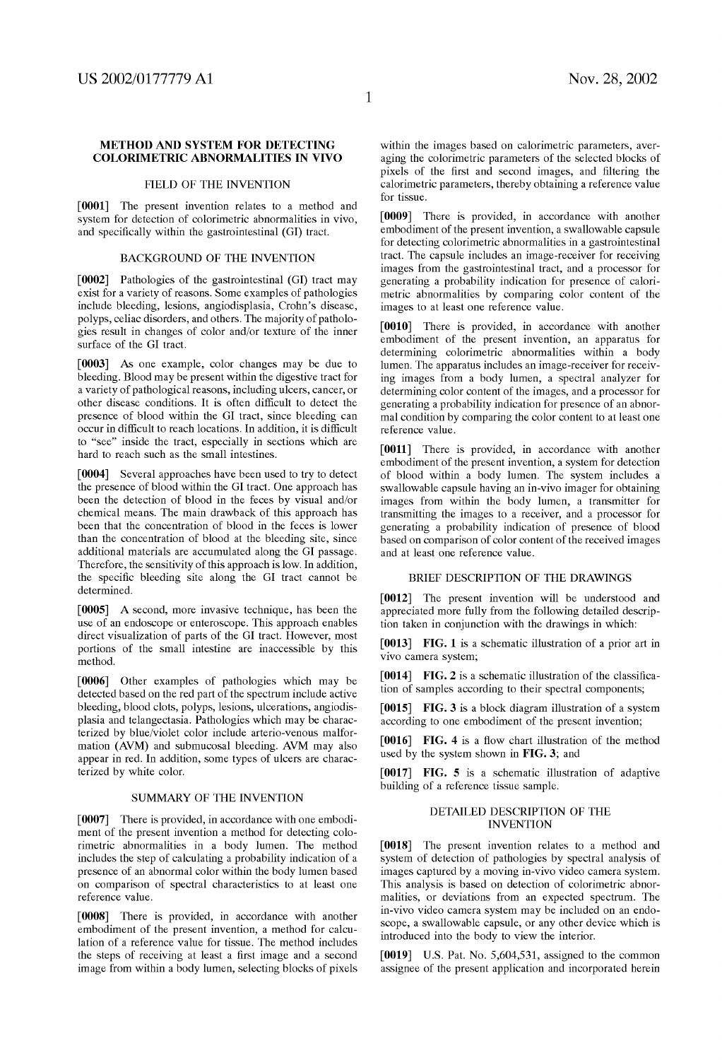# METHOD AND SYSTEM FOR DETECTING COLORIMETRIC ABNORMALITIES IN VIVO

## FIELD OF THE INVENTION

**[0001]** The present invention relates to a method and system for detection of colorimetric abnormalities in vivo, and specifically within the gastrointestinal (GI) tract.

## BACKGROUND OF THE INVENTION

**[0002]** Pathologies of the gastrointestinal (GI) tract may exist for a variety of reasons. Some examples of pathologies include bleeding, lesions, angiodisplasia, Crohn's disease, polyps, celiac disorders, and others. The majority of pathologies result in changes of color and/or texture of the inner surface of the GI tract.

**[0003]** As one example, color changes may be due to bleeding. Blood may be present within the digestive tract for a variety of pathological reasons, including ulcers, cancer, or other disease conditions. It is often difficult to detect the presence of blood within the GI tract, since bleeding can occur in difficult to reach locations. In addition, it is difficult to "see" inside the tract, especially in sections which are hard to reach such as the small intestines.

**[0004]** Several approaches have been used to try to detect the presence of blood within the GI tract. One approach has been the detection of blood in the feces by visual and/or chemical means. The main drawback of this approach has been that the concentration of blood in the feces is lower than the concentration of blood at the bleeding site, since additional materials are accumulated along the GI passage. Therefore, the sensitivity of this approach is low. In addition, the specific bleeding site along the GI tract cannot be determined.

**[0005]** A second, more invasive technique, has been the use of an endoscope or enteroscope. This approach enables direct visualization of parts of the GI tract. However, most portions of the small intestine are inaccessible by this method.

**[0006]** Other examples of pathologies which may be detected based on the red part of the spectrum include active bleeding, blood clots, polyps, lesions, ulcerations, angiodisplasia and telangectasia. Pathologies which may be characterized by blue/violet color include arterio-venous malformation (AVM) and submucosal bleeding. AVM may also appear in red. In addition, some types of ulcers are characterized by white color.

## SUMMARY OF THE INVENTION

**[0007]** There is provided, in accordance with one embodiment of the present invention a method for detecting colorimetric abnormalities in a body lumen. The method includes the step of calculating a probability indication of a presence of an abnormal color within the body lumen based on comparison of spectral characteristics to at least one reference value.

**[0008]** There is provided, in accordance with another embodiment of the present invention, a method for calculation of a reference value for tissue. The method includes the steps of receiving at least a first image and a second image from within a body lumen, selecting blocks of pixels within the images based on calorimetric parameters, averaging the colorimetric parameters of the selected blocks of pixels of the first and second images, and filtering the calorimetric parameters, thereby obtaining a reference value for tissue.

**[0009]** There is provided, in accordance with another embodiment of the present invention, a swallowable capsule for detecting colorimetric abnormalities in a gastrointestinal tract. The capsule includes an image-receiver for receiving images from the gastrointestinal tract, and a processor for generating a probability indication for presence of calorimetric abnormalities by comparing color content of the images to at least one reference value.

**[0010]** There is provided, in accordance with another embodiment of the present invention, an apparatus for determining colorimetric abnormalities within a body lumen. The apparatus includes an image-receiver for receiving images from a body lumen, a spectral analyzer for determining color content of the images, and a processor for generating a probability indication for presence of an abnormal condition by comparing the color content to at least one reference value.

**[0011]** There is provided, in accordance with another embodiment of the present invention, a system for detection of blood within a body lumen. The system includes a swallowable capsule having an in-vivo imager for obtaining images from within the body lumen, a transmitter for transmitting the images to a receiver, and a processor for generating a probability indication of presence of blood based on comparison of color content of the received images and at least one reference value.

## BRIEF DESCRIPTION OF THE DRAWINGS

**[0012]** The present invention will be understood and appreciated more fully from the following detailed description taken in conjunction with the drawings in which:

**[0013]** FIG. 1 is a schematic illustration of a prior art in vivo camera system;

**[0014]** FIG. 2 is a schematic illustration of the classification of samples according to their spectral components;

**[0015]** FIG. 3 is a block diagram illustration of a system according to one embodiment of the present invention;

**[0016]** FIG. 4 is a flow chart illustration of the method used by the system shown in FIG. 3; and

**[0017]** FIG. 5 is a schematic illustration of adaptive building of a reference tissue sample.

## DETAILED DESCRIPTION OF THE INVENTION

**[0018]** The present invention relates to a method and system of detection of pathologies by spectral analysis of images captured by a moving in-vivo video camera system. This analysis is based on detection of colorimetric abnormalities, or deviations from an expected spectrum. The in-vivo video camera system may be included on an endoscope, a swallowable capsule, or any other device which is introduced into the body to view the interior.

**[0019]** U.S. Pat. No. 5,604,531, assigned to the common assignee of the present application and incorporated herein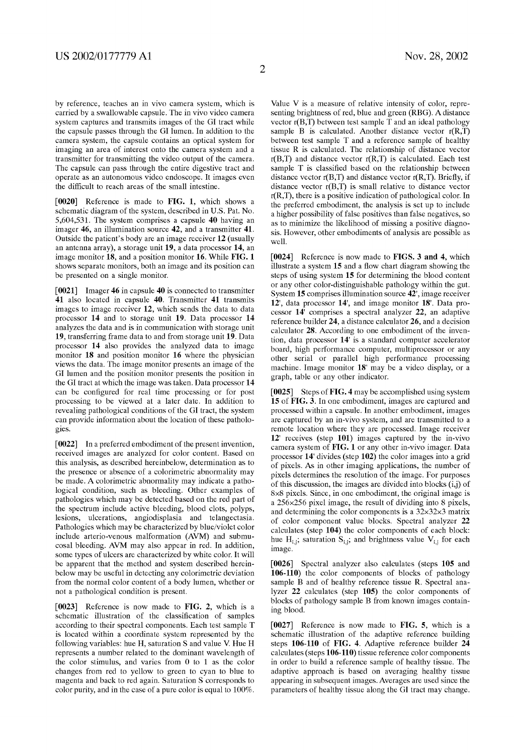by reference, teaches an in vivo camera system, which is carried by a swallowable capsule. The in vivo video camera system captures and transmits images of the GI tract while the capsule passes through the GI lumen. In addition to the camera system, the capsule contains an optical system for imaging an area of interest onto the camera system and a transmitter for transmitting the video output of the camera. The capsule can pass through the entire digestive tract and operate as an autonomous video endoscope. It images even the difficult to reach areas of the small intestine.

**[0020]** Reference is made to **FIG. 1**, which shows a schematic diagram of the system, described in U.S. Pat. No. 5,604,531. The system comprises a capsule **40** having an imager **46**, an illumination source **42**, and a transmitter **41**. Outside the patient's body are an image receiver **12** (usually an antenna array), a storage unit **19**, a data processor **14**, an image monitor **18**, and a position monitor **16**. While **FIG. 1** shows separate monitors, both an image and its position can be presented on a single monitor.

**[0021]** Imager **46** in capsule **40** is connected to transmitter **41** also located in capsule **40**. Transmitter **41** transmits images to image receiver **12**, which sends the data to data processor **14** and to storage unit **19**. Data processor **14** analyzes the data and is in communication with storage unit **19**, transferring frame data to and from storage unit **19**. Data processor **14** also provides the analyzed data to image monitor **18** and position monitor **16** where the physician views the data. The image monitor presents an image of the GI lumen and the position monitor presents the position in the GI tract at which the image was taken. Data processor **14** can be configured for real time processing or for post processing to be viewed at a later date. In addition to revealing pathological conditions of the GI tract, the system can provide information about the location of these pathologies.

**[0022]** In a preferred embodiment of the present invention, received images are analyzed for color content. Based on this analysis, as described hereinbelow, determination as to the presence or absence of a colorimetric abnormality may be made. A colorimetric abnormality may indicate a pathological condition, such as bleeding. Other examples of pathologies which may be detected based on the red part of the spectrum include active bleeding, blood clots, polyps, lesions, ulcerations, angiodisplasia and telangectasia. Pathologies which may be characterized by blue/violet color include arterio-venous malformation (AVM) and submucosal bleeding. AVM may also appear in red. In addition, some types of ulcers are characterized by white color. It will be apparent that the method and system described hereinbelow may be useful in detecting any colorimetric deviation from the normal color content of a body lumen, whether or not a pathological condition is present.

**[0023]** Reference is now made to **FIG. 2**, which is a schematic illustration of the classification of samples according to their spectral components. Each test sample T is located within a coordinate system represented by the following variables: hue H, saturation S and value V. Hue H represents a number related to the dominant wavelength of the color stimulus, and varies from 0 to 1 as the color changes from red to yellow to green to cyan to blue to magenta and back to red again. Saturation S corresponds to color purity, and in the case of a pure color is equal to 100%. Value V is a measure of relative intensity of color, representing brightness of red, blue and green (RBG). A distance vector r(B,T) between test sample T and an ideal pathology sample B is calculated. Another distance vector r(R,T) between test sample T and a reference sample of healthy tissue R is calculated. The relationship of distance vector r(B,T) and distance vector r(R,T) is calculated. Each test sample T is classified based on the relationship between distance vector r(B,T) and distance vector r(R,T). Briefly, if distance vector r(B,T) is small relative to distance vector r(R,T), there is a positive indication of pathological color. In the preferred embodiment, the analysis is set up to include a higher possibility of false positives than false negatives, so as to minimize the likelihood of missing a positive diagnosis. However, other embodiments of analysis are possible as well.

**[0024]** Reference is now made to **FIGS. 3 and 4**, which illustrate a system **15** and a flow chart diagram showing the steps of using system **15** for determining the blood content or any other color-distinguishable pathology within the gut. System **15** comprises illumination source **42'**, image receiver **12'**, data processor **14'**, and image monitor **18'**. Data processor **14'** comprises a spectral analyzer **22**, an adaptive reference builder **24**, a distance calculator **26**, and a decision calculator **28**. According to one embodiment of the invention, data processor **14'** is a standard computer accelerator board, high performance computer, multiprocessor or any other serial or parallel high performance processing machine. Image monitor **18'** may be a video display, or a graph, table or any other indicator.

**[0025]** Steps of **FIG. 4** may be accomplished using system **15** of **FIG. 3**. In one embodiment, images are captured and processed within a capsule. In another embodiment, images are captured by an in-vivo system, and are transmitted to a remote location where they are processed. Image receiver **12'** receives (step **101**) images captured by the in-vivo camera system of **FIG. 1** or any other in-vivo imager. Data processor **14'** divides (step **102**) the color images into a grid of pixels. As in other imaging applications, the number of pixels determines the resolution of the image. For purposes of this discussion, the images are divided into blocks (i,j) of 8×8 pixels. Since, in one embodiment, the original image is a 256×256 pixel image, the result of dividing into 8 pixels, and determining the color components is a 32×32×3 matrix of color component value blocks. Spectral analyzer **22** calculates (step **104**) the color components of each block: hue $H_{i,j}$; saturation $S_{i,j}$; and brightness value $V_{i,j}$ for each image.

**[0026]** Spectral analyzer also calculates (steps **105** and **106-110**) the color components of blocks of pathology sample B and of healthy reference tissue R. Spectral analyzer **22** calculates (step **105**) the color components of blocks of pathology sample B from known images containing blood.

**[0027]** Reference is now made to **FIG. 5**, which is a schematic illustration of the adaptive reference building steps **106-110** of **FIG. 4**. Adaptive reference builder **24** calculates (steps **106-110**) tissue reference color components in order to build a reference sample of healthy tissue. The adaptive approach is based on averaging healthy tissue appearing in subsequent images. Averages are used since the parameters of healthy tissue along the GI tract may change.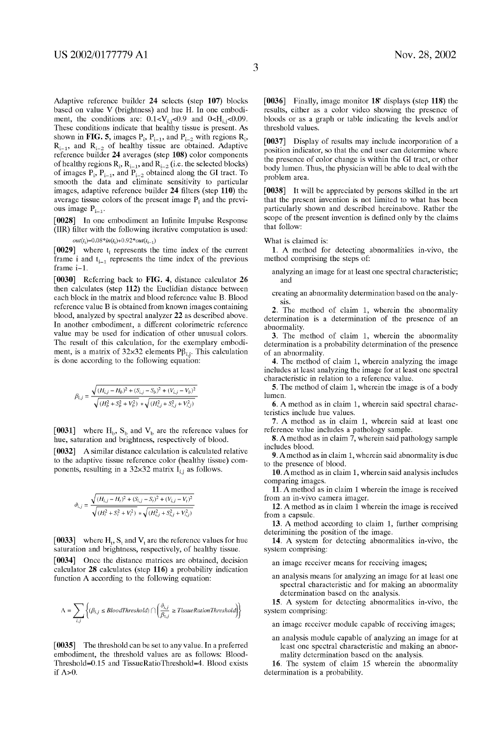Adaptive reference builder 24 selects (step 107) blocks based on value V (brightness) and hue H. In one embodiment, the conditions are: $0.1<V_{i,j}<0.9$ and $0<H_{i,j}<0.09$. These conditions indicate that healthy tissue is present. As shown in FIG. 5, images $P_i$, $P_{i-1}$, and $P_{i-2}$ with regions $R_i$, $R_{i-1}$, and $R_{i-2}$ of healthy tissue are obtained. Adaptive reference builder 24 averages (step 108) color components of healthy regions $R_i$, $R_{i-1}$, and $R_{i-2}$ (i.e. the selected blocks) of images $P_i$, $P_{i-1}$, and $P_{i-2}$ obtained along the GI tract. To smooth the data and eliminate sensitivity to particular images, adaptive reference builder 24 filters (step 110) the average tissue colors of the present image $P_i$ and the previous image $P_{i-1}$.

[0028] In one embodiment an Infinite Impulse Response (IIR) filter with the following iterative computation is used:

$$out(t_i)=0.08*in(t_i)+0.92*out(t_{i-1})$$

[0029] where $t_i$ represents the time index of the current frame i and $t_{i-1}$ represents the time index of the previous frame i−1.

[0030] Referring back to FIG. 4, distance calculator 26 then calculates (step 112) the Euclidian distance between each block in the matrix and blood reference value B. Blood reference value B is obtained from known images containing blood, analyzed by spectral analyzer 22 as described above. In another embodiment, a different colorimetric reference value may be used for indication of other unusual colors. The result of this calculation, for the exemplary embodiment, is a matrix of 32×32 elements $P\beta_{i,j}$. This calculation is done according to the following equation:

$$\beta_{i,j} = \frac{\sqrt{(H_{i,j}-H_b)^2+(S_{i,j}-S_b)^2+(V_{i,j}-V_b)^2}}{\sqrt{(H_b^2+S_b^2+V_b^2)}*\sqrt{(H_{i,j}^2+S_{i,j}^2+V_{i,j}^2)}}$$

[0031] where $H_b$, $S_b$ and $V_b$ are the reference values for hue, saturation and brightness, respectively of blood.

[0032] A similar distance calculation is calculated relative to the adaptive tissue reference color (healthy tissue) components, resulting in a 32×32 matrix $I_{i,j}$ as follows.

$$\vartheta_{i,j} = \frac{\sqrt{(H_{i,j}-H_t)^2+(S_{i,j}-S_t)^2+(V_{i,j}-V_t)^2}}{\sqrt{(H_t^2+S_t^2+V_t^2)}*\sqrt{(H_{i,j}^2+S_{i,j}^2+V_{i,j}^2)}}$$

[0033] where $H_t$, $S_t$ and $V_t$ are the reference values for hue saturation and brightness, respectively, of healthy tissue.

[0034] Once the distance matrices are obtained, decision calculator 28 calculates (step 116) a probability indication function A according to the following equation:

$$\Lambda = \sum_{i,j}\left\{(\beta_{i,j} \le BloodThreshold) \cap \left(\frac{\vartheta_{i,j}}{\beta_{i,j}} \ge TissueRationThreshold\right)\right\}$$

[0035] The threshold can be set to any value. In a preferred embodiment, the threshold values are as follows: BloodThreshold=0.15 and TissueRatioThreshold=4. Blood exists if $\Lambda>0$.

[0036] Finally, image monitor 18' displays (step 118) the results, either as a color video showing the presence of bloods or as a graph or table indicating the levels and/or threshold values.

[0037] Display of results may include incorporation of a position indicator, so that the end user can determine where the presence of color change is within the GI tract, or other body lumen. Thus, the physician will be able to deal with the problem area.

[0038] It will be appreciated by persons skilled in the art that the present invention is not limited to what has been particularly shown and described hereinabove. Rather the scope of the present invention is defined only by the claims that follow:

What is claimed is:

1. A method for detecting abnormalities in-vivo, the method comprising the steps of:

analyzing an image for at least one spectral characteristic; and

creating an abnormality determination based on the analysis.

2. The method of claim 1, wherein the abnormality determination is a determination of the presence of an abnormality.

3. The method of claim 1, wherein the abnormality determination is a probability determination of the presence of an abnormality.

4. The method of claim 1, wherein analyzing the image includes at least analyzing the image for at least one spectral characteristic in relation to a reference value.

5. The method of claim 1, wherein the image is of a body lumen.

6. A method as in claim 1, wherein said spectral characteristics include hue values.

7. A method as in claim 1, wherein said at least one reference value includes a pathology sample.

8. A method as in claim 7, wherein said pathology sample includes blood.

9. A method as in claim 1, wherein said abnormality is due to the presence of blood.

10. A method as in claim 1, wherein said analysis includes comparing images.

11. A method as in claim 1 wherein the image is received from an in-vivo camera imager.

12. A method as in claim 1 wherein the image is received from a capsule.

13. A method according to claim 1, further comprising deterimining the position of the image.

14. A system for detecting abnormalities in-vivo, the system comprising:

an image receiver means for receiving images;

an analysis means for analyzing an image for at least one spectral characteristic and for making an abnormality determination based on the analysis.

15. A system for detecting abnormalities in-vivo, the system comprising:

an image receiver module capable of receiving images;

an analysis module capable of analyzing an image for at least one spectral characteristic and making an abnormality determination based on the analysis.

16. The system of claim 15 wherein the abnormality determination is a probability.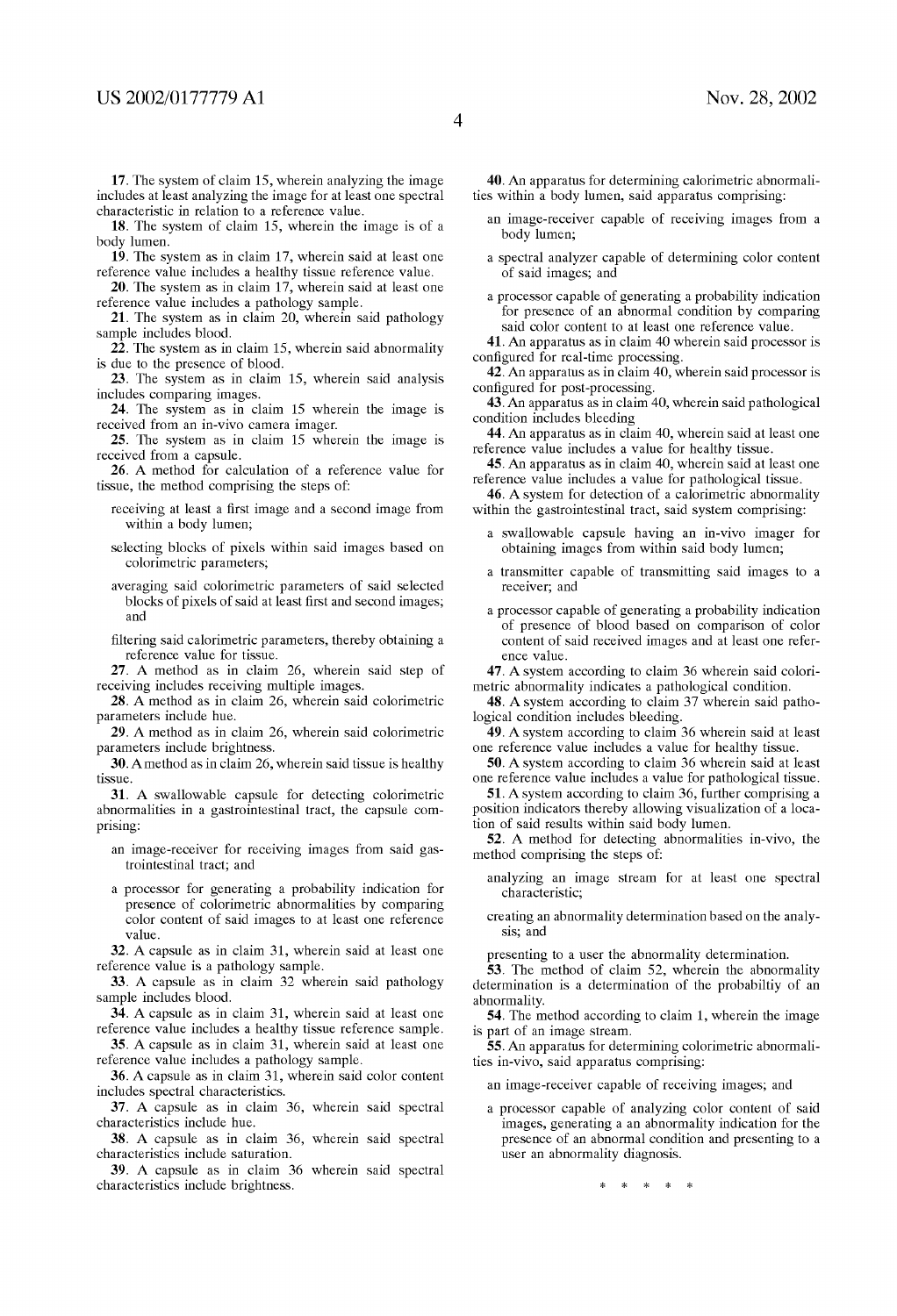17. The system of claim 15, wherein analyzing the image includes at least analyzing the image for at least one spectral characteristic in relation to a reference value.

18. The system of claim 15, wherein the image is of a body lumen.

19. The system as in claim 17, wherein said at least one reference value includes a healthy tissue reference value.

20. The system as in claim 17, wherein said at least one reference value includes a pathology sample.

21. The system as in claim 20, wherein said pathology sample includes blood.

22. The system as in claim 15, wherein said abnormality is due to the presence of blood.

23. The system as in claim 15, wherein said analysis includes comparing images.

24. The system as in claim 15 wherein the image is received from an in-vivo camera imager.

25. The system as in claim 15 wherein the image is received from a capsule.

26. A method for calculation of a reference value for tissue, the method comprising the steps of:

receiving at least a first image and a second image from within a body lumen;

selecting blocks of pixels within said images based on colorimetric parameters;

averaging said colorimetric parameters of said selected blocks of pixels of said at least first and second images; and

filtering said calorimetric parameters, thereby obtaining a reference value for tissue.

27. A method as in claim 26, wherein said step of receiving includes receiving multiple images.

28. A method as in claim 26, wherein said colorimetric parameters include hue.

29. A method as in claim 26, wherein said colorimetric parameters include brightness.

30. A method as in claim 26, wherein said tissue is healthy tissue.

31. A swallowable capsule for detecting colorimetric abnormalities in a gastrointestinal tract, the capsule comprising:

an image-receiver for receiving images from said gastrointestinal tract; and

a processor for generating a probability indication for presence of colorimetric abnormalities by comparing color content of said images to at least one reference value.

32. A capsule as in claim 31, wherein said at least one reference value is a pathology sample.

33. A capsule as in claim 32 wherein said pathology sample includes blood.

34. A capsule as in claim 31, wherein said at least one reference value includes a healthy tissue reference sample.

35. A capsule as in claim 31, wherein said at least one reference value includes a pathology sample.

36. A capsule as in claim 31, wherein said color content includes spectral characteristics.

37. A capsule as in claim 36, wherein said spectral characteristics include hue.

38. A capsule as in claim 36, wherein said spectral characteristics include saturation.

39. A capsule as in claim 36 wherein said spectral characteristics include brightness.

40. An apparatus for determining calorimetric abnormalities within a body lumen, said apparatus comprising:

an image-receiver capable of receiving images from a body lumen;

a spectral analyzer capable of determining color content of said images; and

a processor capable of generating a probability indication for presence of an abnormal condition by comparing said color content to at least one reference value.

41. An apparatus as in claim 40 wherein said processor is configured for real-time processing.

42. An apparatus as in claim 40, wherein said processor is configured for post-processing.

43. An apparatus as in claim 40, wherein said pathological condition includes bleeding

44. An apparatus as in claim 40, wherein said at least one reference value includes a value for healthy tissue.

45. An apparatus as in claim 40, wherein said at least one reference value includes a value for pathological tissue.

46. A system for detection of a calorimetric abnormality within the gastrointestinal tract, said system comprising:

a swallowable capsule having an in-vivo imager for obtaining images from within said body lumen;

a transmitter capable of transmitting said images to a receiver; and

a processor capable of generating a probability indication of presence of blood based on comparison of color content of said received images and at least one reference value.

47. A system according to claim 36 wherein said colorimetric abnormality indicates a pathological condition.

48. A system according to claim 37 wherein said pathological condition includes bleeding.

49. A system according to claim 36 wherein said at least one reference value includes a value for healthy tissue.

50. A system according to claim 36 wherein said at least one reference value includes a value for pathological tissue.

51. A system according to claim 36, further comprising a position indicators thereby allowing visualization of a location of said results within said body lumen.

52. A method for detecting abnormalities in-vivo, the method comprising the steps of:

analyzing an image stream for at least one spectral characteristic;

creating an abnormality determination based on the analysis; and

presenting to a user the abnormality determination.

53. The method of claim 52, wherein the abnormality determination is a determination of the probabiltiy of an abnormality.

54. The method according to claim 1, wherein the image is part of an image stream.

55. An apparatus for determining colorimetric abnormalities in-vivo, said apparatus comprising:

an image-receiver capable of receiving images; and

a processor capable of analyzing color content of said images, generating a an abnormality indication for the presence of an abnormal condition and presenting to a user an abnormality diagnosis.

* * * * *